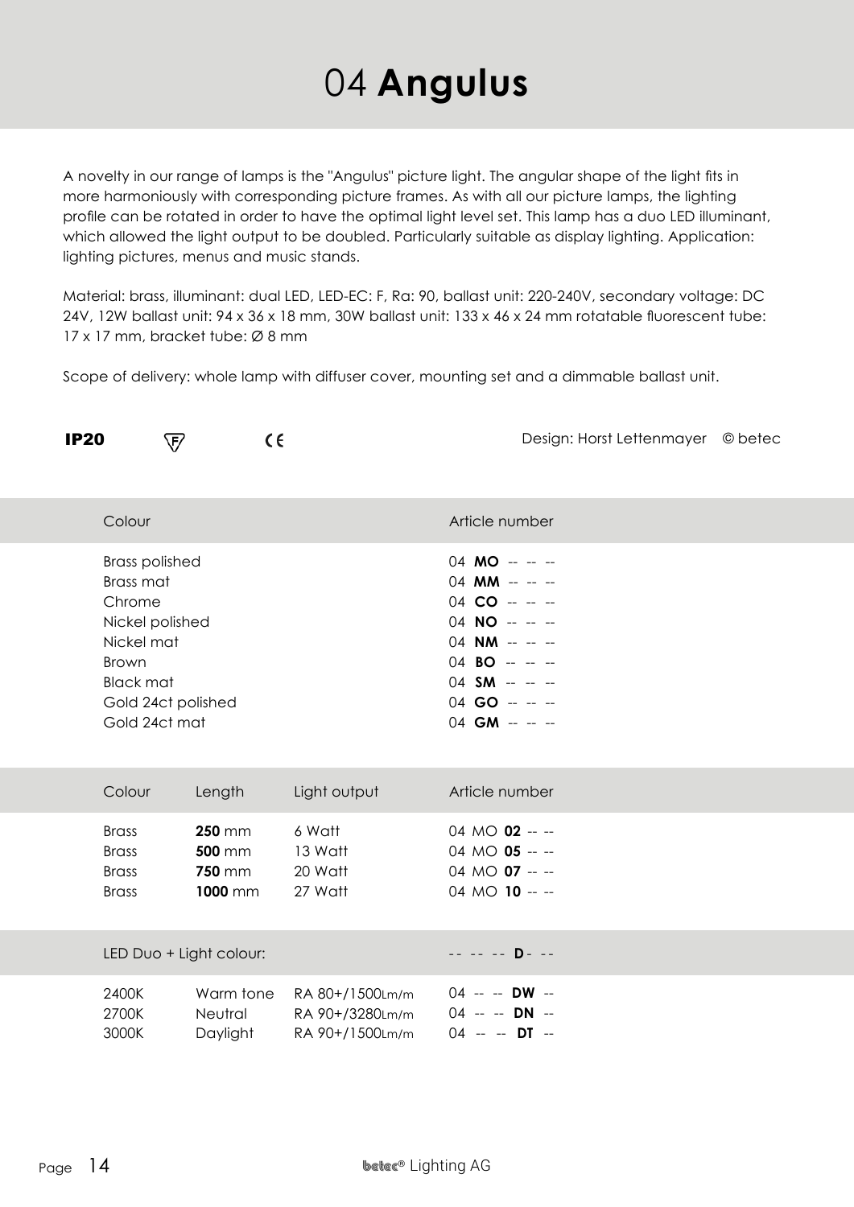# 04 **Angulus**

A novelty in our range of lamps is the "Angulus" picture light. The angular shape of the light fits in more harmoniously with corresponding picture frames. As with all our picture lamps, the lighting profile can be rotated in order to have the optimal light level set. This lamp has a duo LED illuminant, which allowed the light output to be doubled. Particularly suitable as display lighting. Application: lighting pictures, menus and music stands.

Material: brass, illuminant: dual LED, LED-EC: F, Ra: 90, ballast unit: 220-240V, secondary voltage: DC 24V, 12W ballast unit: 94 x 36 x 18 mm, 30W ballast unit: 133 x 46 x 24 mm rotatable fluorescent tube: 17 x 17 mm, bracket tube: Ø 8 mm

Scope of delivery: whole lamp with diffuser cover, mounting set and a dimmable ballast unit.

**IP20** F CE  Design: Horst Lettenmayer © betec

| Colour | Article number |
|---|---|
| Brass polished | 04 **MO** -- -- -- |
| Brass mat | 04 **MM** -- -- -- |
| Chrome | 04 **CO** -- -- -- |
| Nickel polished | 04 **NO** -- -- -- |
| Nickel mat | 04 **NM** -- -- -- |
| Brown | 04 **BO** -- -- -- |
| Black mat | 04 **SM** -- -- -- |
| Gold 24ct polished | 04 **GO** -- -- -- |
| Gold 24ct mat | 04 **GM** -- -- -- |

| Colour | Length | Light output | Article number |
|---|---|---|---|
| Brass | **250** mm | 6 Watt | 04 MO **02** -- -- |
| Brass | **500** mm | 13 Watt | 04 MO **05** -- -- |
| Brass | **750** mm | 20 Watt | 04 MO **07** -- -- |
| Brass | **1000** mm | 27 Watt | 04 MO **10** -- -- |

| LED Duo + Light colour: | | | -- -- -- **D**- -- |
|---|---|---|---|
| 2400K | Warm tone | RA 80+/1500Lm/m | 04 -- -- **DW** -- |
| 2700K | Neutral | RA 90+/3280Lm/m | 04 -- -- **DN** -- |
| 3000K | Daylight | RA 90+/1500Lm/m | 04 -- -- **DT** -- |

betec® Lighting AG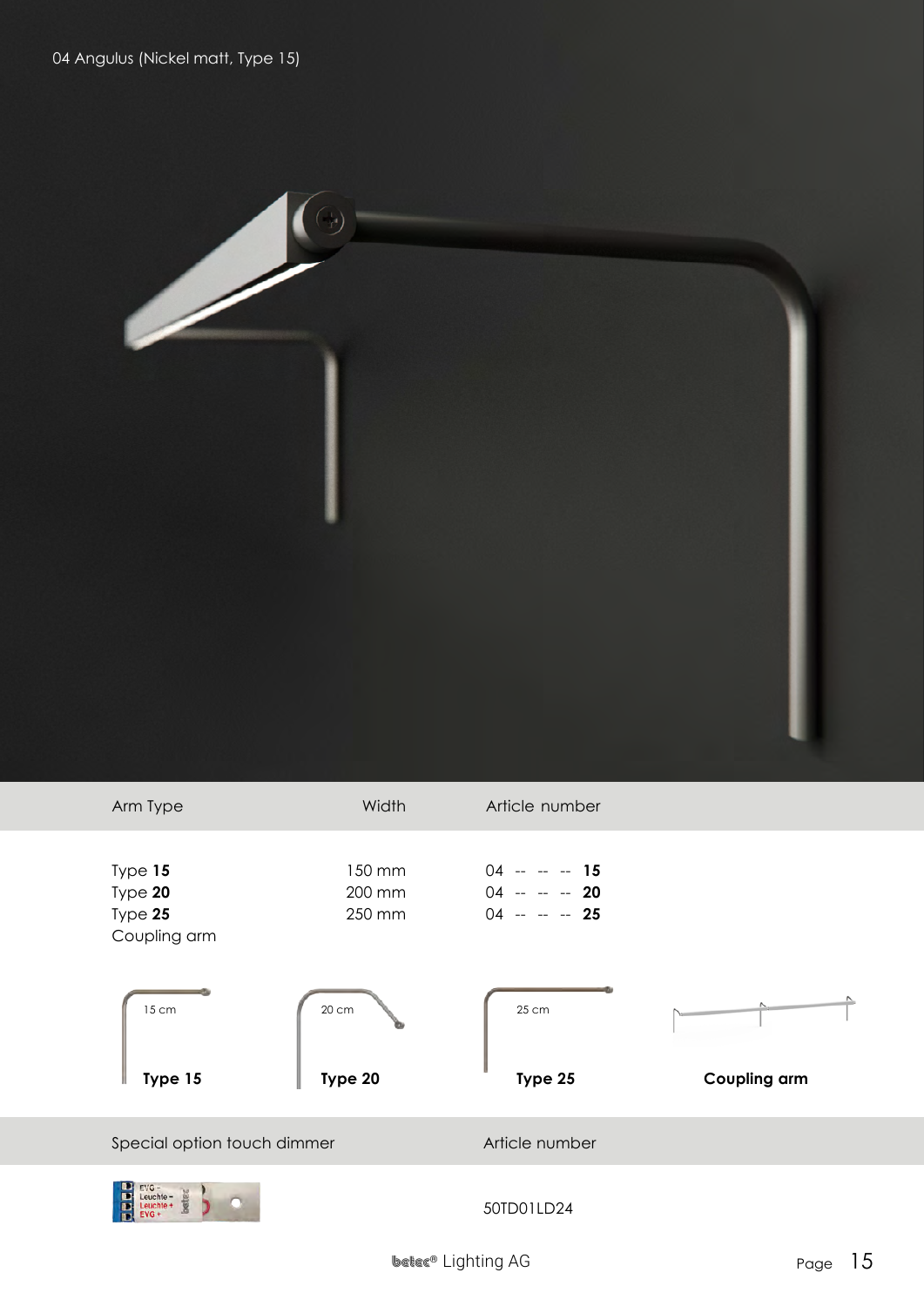04 Angulus (Nickel matt, Type 15)

| Arm Type | Width | Article number |
|---|---|---|
| Type **15** | 150 mm | 04 -- -- -- **15** |
| Type **20** | 200 mm | 04 -- -- -- **20** |
| Type **25** | 250 mm | 04 -- -- -- **25** |
| Coupling arm | | |

15 cm **Type 15**

20 cm **Type 20**

25 cm **Type 25**

**Coupling arm**

| Special option touch dimmer | Article number |
|---|---|
| | 50TD01LD24 |

betec® Lighting AG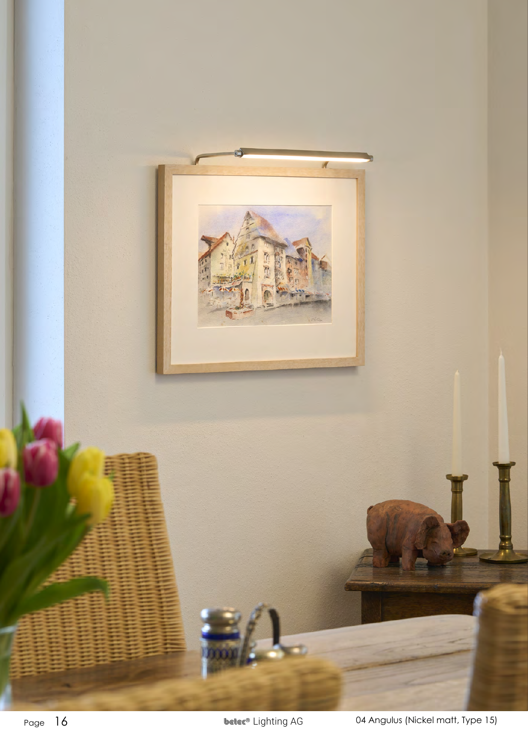04 Angulus (Nickel matt, Type 15)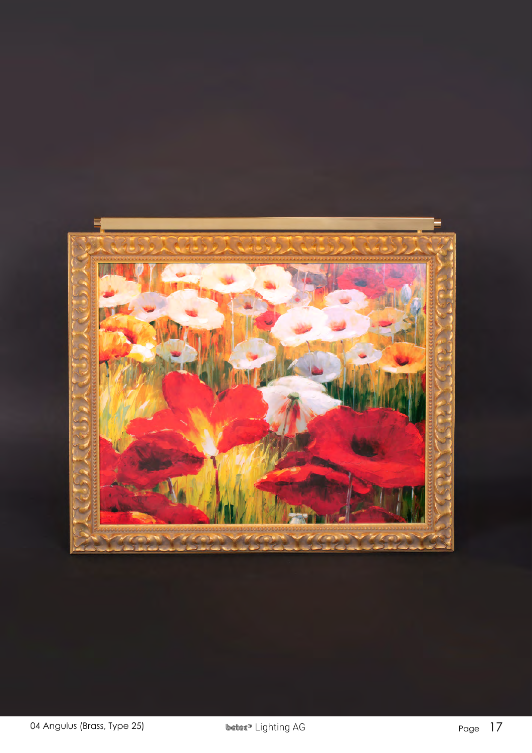04 Angulus (Brass, Type 25)